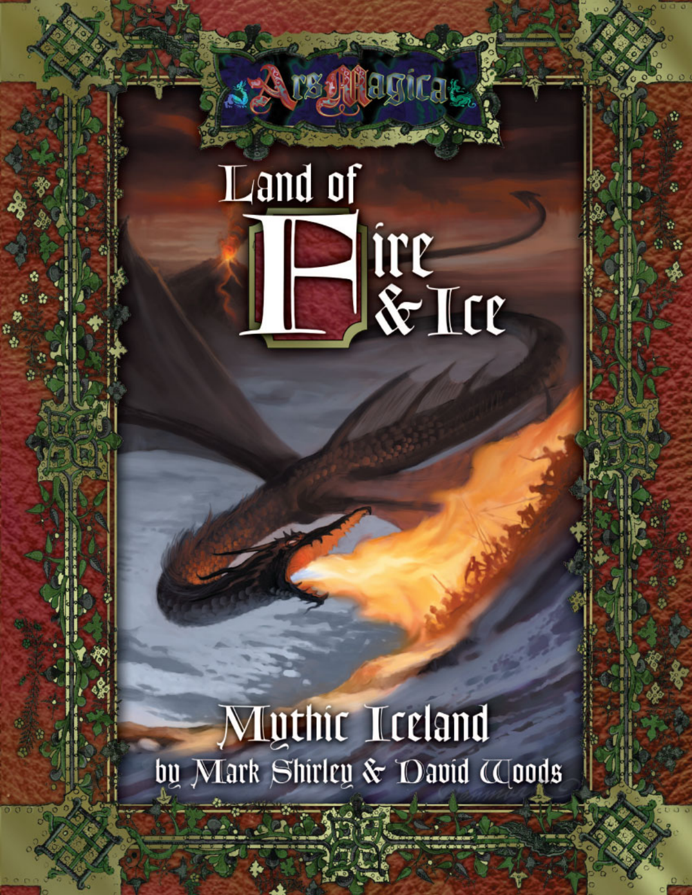Ars Magica

# Land of Fire & Ice

## Mythic Iceland

by Mark Shirley & David Woods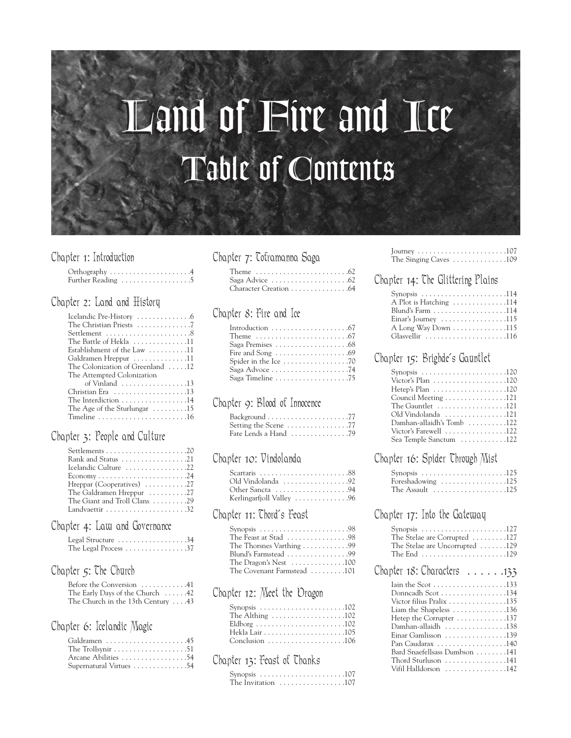# Land of Fire and Ice

## Table of Contents

### Chapter 1: Introduction

- Orthography . . . . . . . . . . . . . . . . . . . . .4
- Further Reading . . . . . . . . . . . . . . . . . .5

### Chapter 2: Land and History

- Icelandic Pre-History . . . . . . . . . . . . . .6
- The Christian Priests . . . . . . . . . . . . . .7
- Settlement . . . . . . . . . . . . . . . . . . . . . .8
- The Battle of Hekla . . . . . . . . . . . . . .11
- Establishment of the Law . . . . . . . . . .11
- Galdramen Hreppur . . . . . . . . . . . . . .11
- The Colonization of Greenland . . . . .12
- The Attempted Colonization of Vinland . . . . . . . . . . . . . . . . .13
- Christian Era . . . . . . . . . . . . . . . . . . .13
- The Interdiction . . . . . . . . . . . . . . . . .14
- The Age of the Sturlungar . . . . . . . . .15
- Timeline . . . . . . . . . . . . . . . . . . . . . . .16

### Chapter 3: People and Culture

- Settlements . . . . . . . . . . . . . . . . . . . . .20
- Rank and Status . . . . . . . . . . . . . . . . .21
- Icelandic Culture . . . . . . . . . . . . . . . .22
- Economy . . . . . . . . . . . . . . . . . . . . . . .24
- Hreppar (Cooperatives) . . . . . . . . . . .27
- The Galdramen Hreppur . . . . . . . . . .27
- The Giant and Troll Clans . . . . . . . . .29
- Landvaettir . . . . . . . . . . . . . . . . . . . . .32

### Chapter 4: Law and Governance

- Legal Structure . . . . . . . . . . . . . . . . . .34
- The Legal Process . . . . . . . . . . . . . . . .37

### Chapter 5: The Church

- Before the Conversion . . . . . . . . . . . .41
- The Early Days of the Church . . . . . .42
- The Church in the 13th Century . . . .43

### Chapter 6: Icelandic Magic

- Galdramen . . . . . . . . . . . . . . . . . . . . .45
- The Trollsynir . . . . . . . . . . . . . . . . . . .51
- Arcane Abilities . . . . . . . . . . . . . . . . .54
- Supernatural Virtues . . . . . . . . . . . . . .54

### Chapter 7: Toframanna Saga

- Theme . . . . . . . . . . . . . . . . . . . . . . . .62
- Saga Advice . . . . . . . . . . . . . . . . . . . .62
- Character Creation . . . . . . . . . . . . . . .64

### Chapter 8: Fire and Ice

- Introduction . . . . . . . . . . . . . . . . . . . .67
- Theme . . . . . . . . . . . . . . . . . . . . . . . .67
- Saga Premises . . . . . . . . . . . . . . . . . .68
- Fire and Song . . . . . . . . . . . . . . . . . .69
- Spider in the Ice . . . . . . . . . . . . . . . . .70
- Saga Advoce . . . . . . . . . . . . . . . . . . . .74
- Saga Timeline . . . . . . . . . . . . . . . . . . .75

### Chapter 9: Blood of Innocence

- Background . . . . . . . . . . . . . . . . . . . . .77
- Setting the Scene . . . . . . . . . . . . . . . .77
- Fate Lends a Hand . . . . . . . . . . . . . . .79

### Chapter 10: Vindolanda

- Scartaris . . . . . . . . . . . . . . . . . . . . . . .88
- Old Vindolanda . . . . . . . . . . . . . . . . .92
- Other Sancta . . . . . . . . . . . . . . . . . . .94
- Kerlingarfjoll Valley . . . . . . . . . . . . . .96

### Chapter 11: Thord's Feast

- Synopsis . . . . . . . . . . . . . . . . . . . . . . .98
- The Feast at Stad . . . . . . . . . . . . . . . .98
- The Thorsnes Varthing . . . . . . . . . . . .99
- Blund's Farmstead . . . . . . . . . . . . . . . .99
- The Dragon's Nest . . . . . . . . . . . . . .100
- The Covenant Farmstead . . . . . . . . .101

### Chapter 12: Meet the Dragon

- Synopsis . . . . . . . . . . . . . . . . . . . . . .102
- The Althing . . . . . . . . . . . . . . . . . . .102
- Eldborg . . . . . . . . . . . . . . . . . . . . . . .102
- Hekla Lair . . . . . . . . . . . . . . . . . . . . .105
- Conclusion . . . . . . . . . . . . . . . . . . . .106

### Chapter 13: Feast of Thanks

- Synopsis . . . . . . . . . . . . . . . . . . . . . .107
- The Invitation . . . . . . . . . . . . . . . . .107
- Journey . . . . . . . . . . . . . . . . . . . . . . .107
- The Singing Caves . . . . . . . . . . . . . .109

### Chapter 14: The Glittering Plains

- Synopsis . . . . . . . . . . . . . . . . . . . . . .114
- A Plot is Hatching . . . . . . . . . . . . . .114
- Blund's Farm . . . . . . . . . . . . . . . . . . .114
- Einar's Journey . . . . . . . . . . . . . . . . .115
- A Long Way Down . . . . . . . . . . . . . .115
- Glasvellir . . . . . . . . . . . . . . . . . . . . .116

### Chapter 15: Brighde's Gauntlet

- Synopsis . . . . . . . . . . . . . . . . . . . . . .120
- Victor's Plan . . . . . . . . . . . . . . . . . . .120
- Hetep's Plan . . . . . . . . . . . . . . . . . . .120
- Council Meeting . . . . . . . . . . . . . . . .121
- The Gauntlet . . . . . . . . . . . . . . . . . .121
- Old Vindolanda . . . . . . . . . . . . . . . .121
- Damhan-allaidh's Tomb . . . . . . . . . .122
- Victor's Farewell . . . . . . . . . . . . . . . .122
- Sea Temple Sanctum . . . . . . . . . . . .122

### Chapter 16: Spider Through Mist

- Synopsis . . . . . . . . . . . . . . . . . . . . . .125
- Foreshadowing . . . . . . . . . . . . . . . . .125
- The Assault . . . . . . . . . . . . . . . . . . .125

### Chapter 17: Into the Gateway

- Synopsis . . . . . . . . . . . . . . . . . . . . . .127
- The Stelae are Corrupted . . . . . . . . .127
- The Stelae are Uncorrupted . . . . . . .129
- The End . . . . . . . . . . . . . . . . . . . . . .129

### Chapter 18: Characters . . . . . .133

- Iain the Scot . . . . . . . . . . . . . . . . . . .133
- Donncadh Scot . . . . . . . . . . . . . . . . .134
- Victor filius Pralix . . . . . . . . . . . . . . .135
- Liam the Shapeless . . . . . . . . . . . . . .136
- Hetep the Corrupter . . . . . . . . . . . . .137
- Damhan-allaidh . . . . . . . . . . . . . . . .138
- Einar Gamlisson . . . . . . . . . . . . . . . .139
- Pan Caudarax . . . . . . . . . . . . . . . . . .140
- Bard Snaefellsass Dumbson . . . . . . . .141
- Thord Sturluson . . . . . . . . . . . . . . . .141
- Vifil Halldorson . . . . . . . . . . . . . . . .142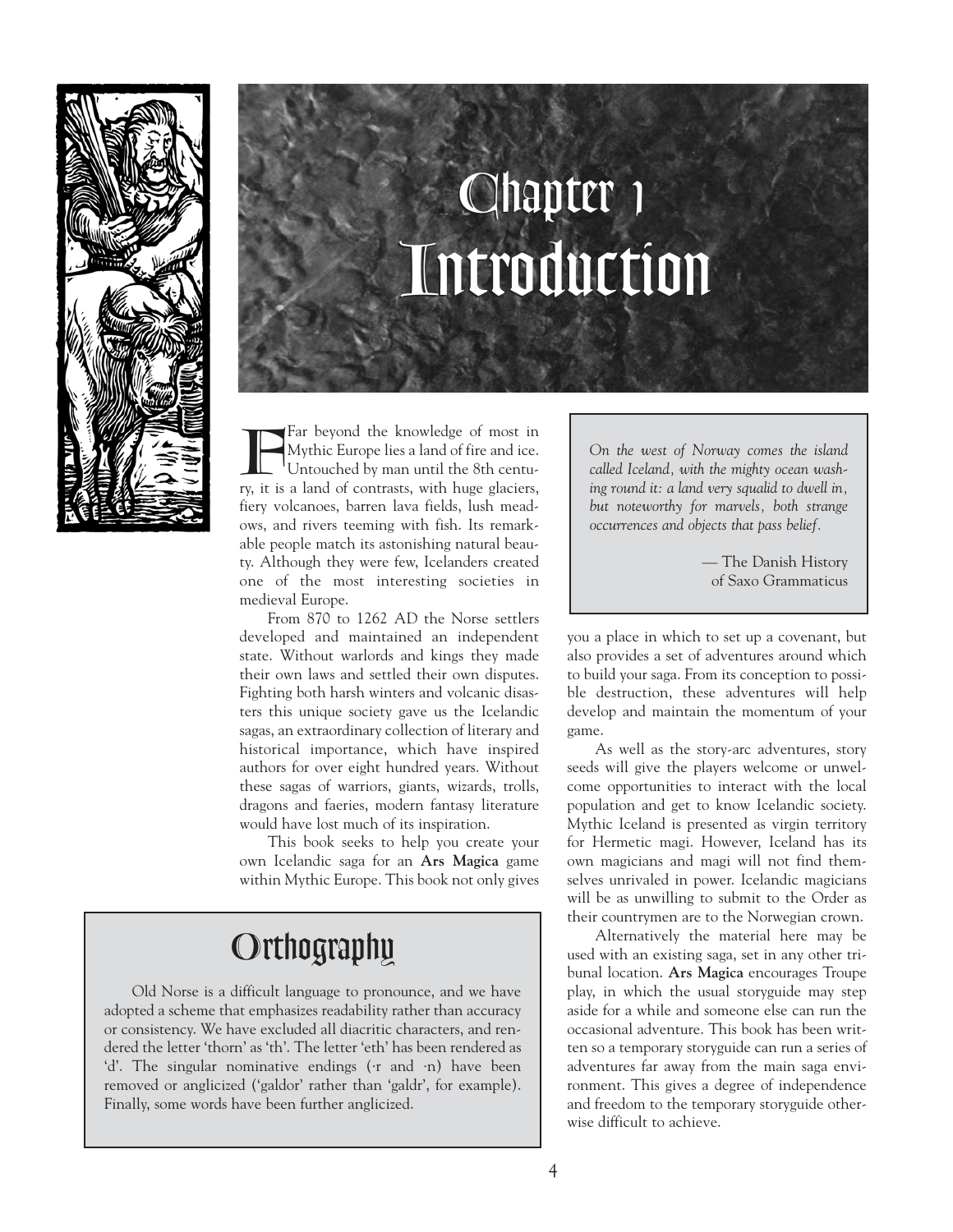# Chapter 1
# Introduction

Far beyond the knowledge of most in Mythic Europe lies a land of fire and ice. Untouched by man until the 8th century, it is a land of contrasts, with huge glaciers, fiery volcanoes, barren lava fields, lush meadows, and rivers teeming with fish. Its remarkable people match its astonishing natural beauty. Although they were few, Icelanders created one of the most interesting societies in medieval Europe.

From 870 to 1262 AD the Norse settlers developed and maintained an independent state. Without warlords and kings they made their own laws and settled their own disputes. Fighting both harsh winters and volcanic disasters this unique society gave us the Icelandic sagas, an extraordinary collection of literary and historical importance, which have inspired authors for over eight hundred years. Without these sagas of warriors, giants, wizards, trolls, dragons and faeries, modern fantasy literature would have lost much of its inspiration.

This book seeks to help you create your own Icelandic saga for an **Ars Magica** game within Mythic Europe. This book not only gives you a place in which to set up a covenant, but also provides a set of adventures around which to build your saga. From its conception to possible destruction, these adventures will help develop and maintain the momentum of your game.

> *On the west of Norway comes the island called Iceland, with the mighty ocean washing round it: a land very squalid to dwell in, but noteworthy for marvels, both strange occurrences and objects that pass belief.*
>
> — The Danish History of Saxo Grammaticus

As well as the story-arc adventures, story seeds will give the players welcome or unwelcome opportunities to interact with the local population and get to know Icelandic society. Mythic Iceland is presented as virgin territory for Hermetic magi. However, Iceland has its own magicians and magi will not find themselves unrivaled in power. Icelandic magicians will be as unwilling to submit to the Order as their countrymen are to the Norwegian crown.

Alternatively the material here may be used with an existing saga, set in any other tribunal location. **Ars Magica** encourages Troupe play, in which the usual storyguide may step aside for a while and someone else can run the occasional adventure. This book has been written so a temporary storyguide can run a series of adventures far away from the main saga environment. This gives a degree of independence and freedom to the temporary storyguide otherwise difficult to achieve.

## Orthography

Old Norse is a difficult language to pronounce, and we have adopted a scheme that emphasizes readability rather than accuracy or consistency. We have excluded all diacritic characters, and rendered the letter 'thorn' as 'th'. The letter 'eth' has been rendered as 'd'. The singular nominative endings (-r and -n) have been removed or anglicized ('galdor' rather than 'galdr', for example). Finally, some words have been further anglicized.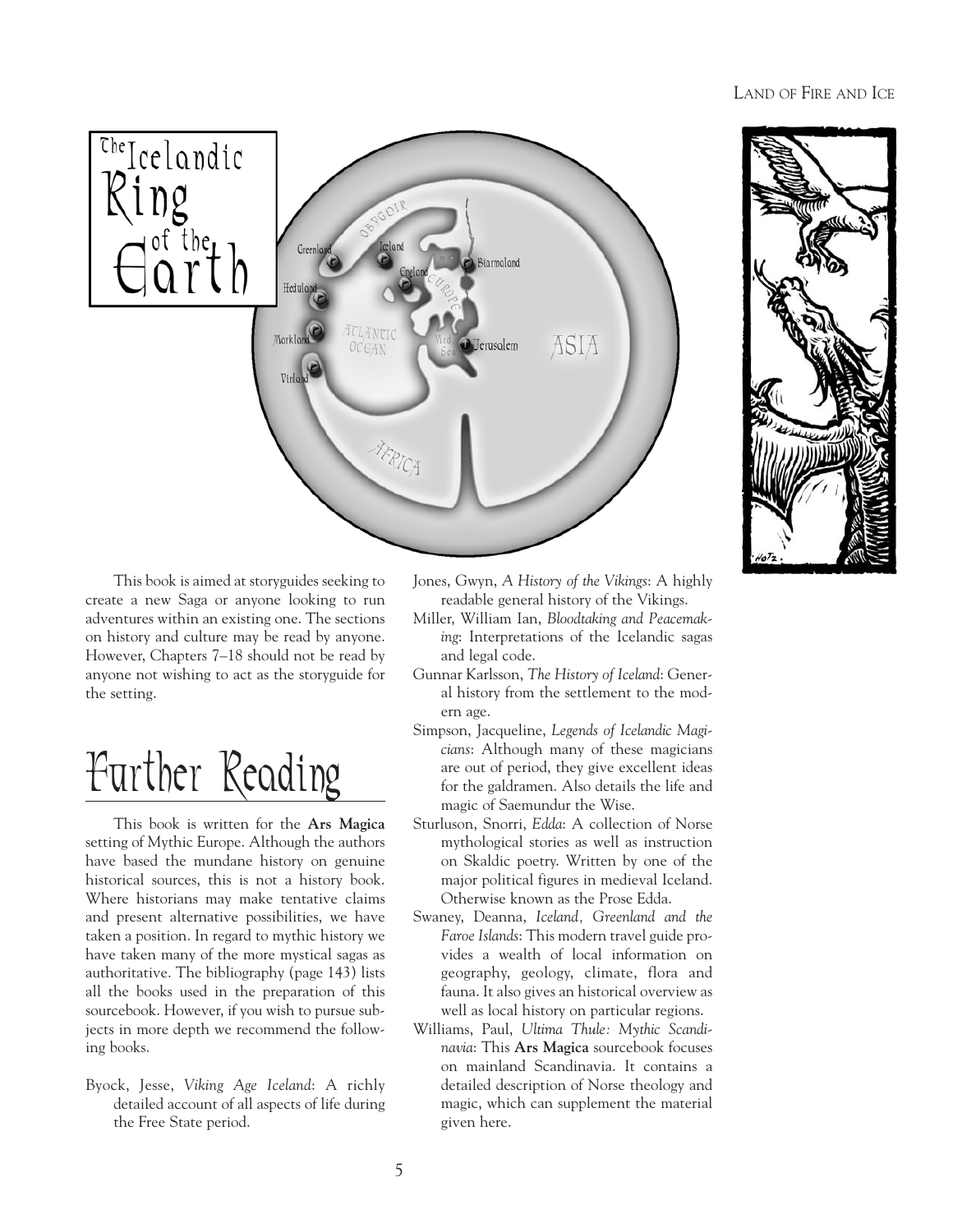This book is aimed at storyguides seeking to create a new Saga or anyone looking to run adventures within an existing one. The sections on history and culture may be read by anyone. However, Chapters 7–18 should not be read by anyone not wishing to act as the storyguide for the setting.

# Further Reading

This book is written for the **Ars Magica** setting of Mythic Europe. Although the authors have based the mundane history on genuine historical sources, this is not a history book. Where historians may make tentative claims and present alternative possibilities, we have taken a position. In regard to mythic history we have taken many of the more mystical sagas as authoritative. The bibliography (page 143) lists all the books used in the preparation of this sourcebook. However, if you wish to pursue subjects in more depth we recommend the following books.

Byock, Jesse, *Viking Age Iceland*: A richly detailed account of all aspects of life during the Free State period.

Jones, Gwyn, *A History of the Vikings*: A highly readable general history of the Vikings.

Miller, William Ian, *Bloodtaking and Peacemaking*: Interpretations of the Icelandic sagas and legal code.

Gunnar Karlsson, *The History of Iceland*: General history from the settlement to the modern age.

Simpson, Jacqueline, *Legends of Icelandic Magicians*: Although many of these magicians are out of period, they give excellent ideas for the galdramen. Also details the life and magic of Saemundur the Wise.

Sturluson, Snorri, *Edda*: A collection of Norse mythological stories as well as instruction on Skaldic poetry. Written by one of the major political figures in medieval Iceland. Otherwise known as the Prose Edda.

Swaney, Deanna, *Iceland, Greenland and the Faroe Islands*: This modern travel guide provides a wealth of local information on geography, geology, climate, flora and fauna. It also gives an historical overview as well as local history on particular regions.

Williams, Paul, *Ultima Thule: Mythic Scandinavia*: This **Ars Magica** sourcebook focuses on mainland Scandinavia. It contains a detailed description of Norse theology and magic, which can supplement the material given here.